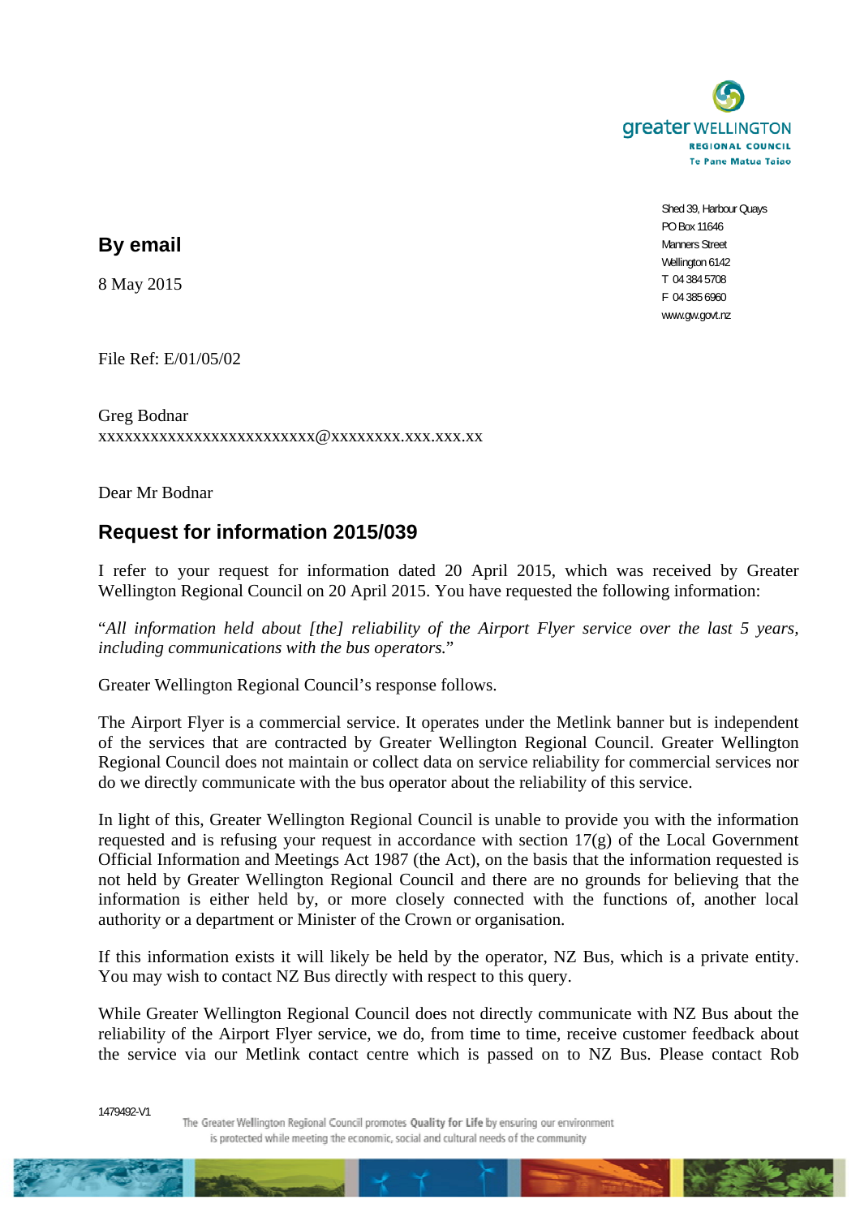greater WELLINGTON
REGIONAL COUNCIL
Te Pane Matua Taiao

Shed 39, Harbour Quays
PO Box 11646
Manners Street
Wellington 6142
T 04 384 5708
F 04 385 6960
www.gw.govt.nz

**By email**

8 May 2015

File Ref: E/01/05/02

Greg Bodnar
xxxxxxxxxxxxxxxxxxxxxxxxx@xxxxxxxx.xxx.xxx.xx

Dear Mr Bodnar

## Request for information 2015/039

I refer to your request for information dated 20 April 2015, which was received by Greater Wellington Regional Council on 20 April 2015. You have requested the following information:

"*All information held about [the] reliability of the Airport Flyer service over the last 5 years, including communications with the bus operators.*"

Greater Wellington Regional Council's response follows.

The Airport Flyer is a commercial service. It operates under the Metlink banner but is independent of the services that are contracted by Greater Wellington Regional Council. Greater Wellington Regional Council does not maintain or collect data on service reliability for commercial services nor do we directly communicate with the bus operator about the reliability of this service.

In light of this, Greater Wellington Regional Council is unable to provide you with the information requested and is refusing your request in accordance with section 17(g) of the Local Government Official Information and Meetings Act 1987 (the Act), on the basis that the information requested is not held by Greater Wellington Regional Council and there are no grounds for believing that the information is either held by, or more closely connected with the functions of, another local authority or a department or Minister of the Crown or organisation.

If this information exists it will likely be held by the operator, NZ Bus, which is a private entity. You may wish to contact NZ Bus directly with respect to this query.

While Greater Wellington Regional Council does not directly communicate with NZ Bus about the reliability of the Airport Flyer service, we do, from time to time, receive customer feedback about the service via our Metlink contact centre which is passed on to NZ Bus. Please contact Rob

1479492-V1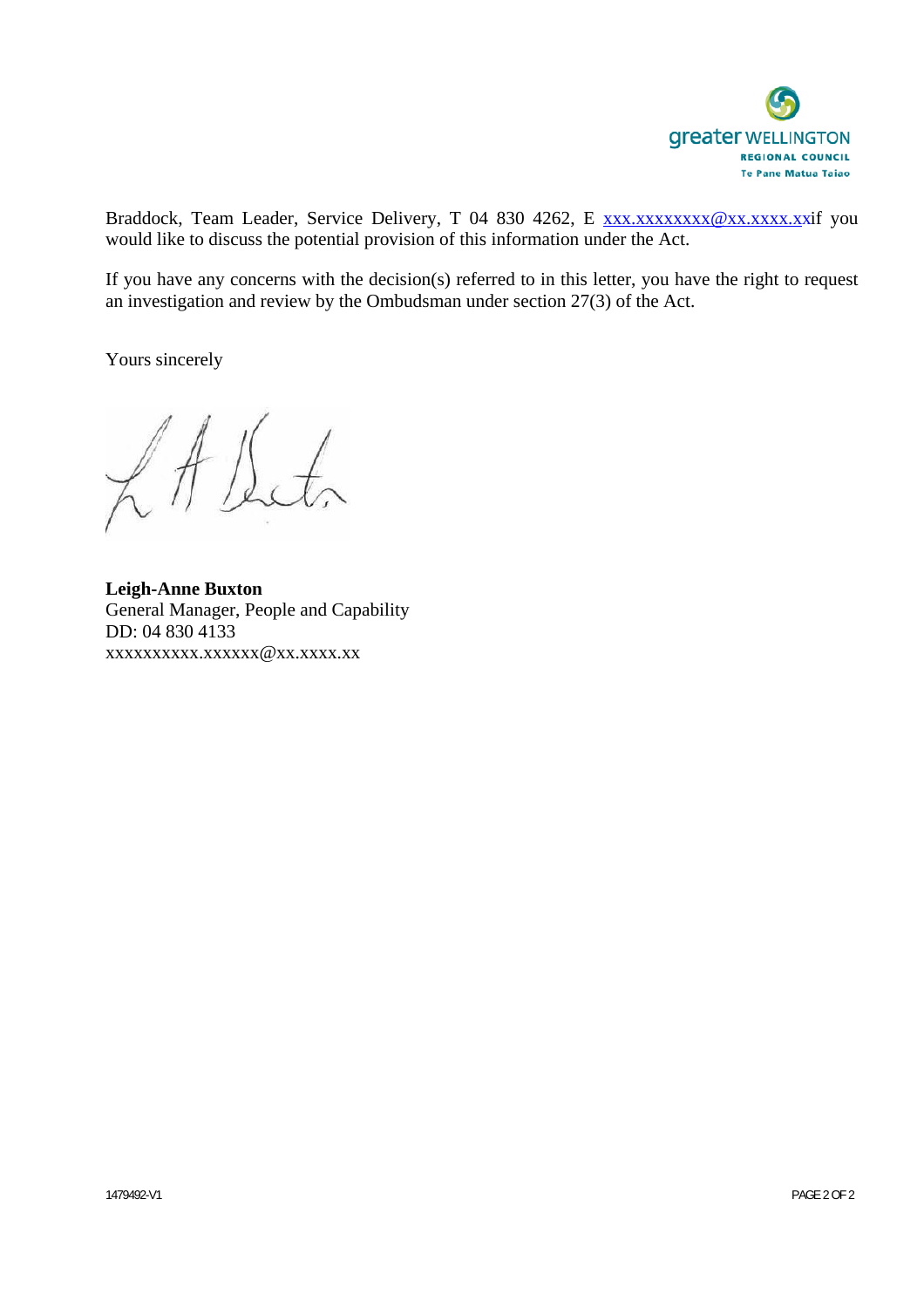Braddock, Team Leader, Service Delivery, T 04 830 4262, E xxx.xxxxxxxx@xx.xxxx.xxif you would like to discuss the potential provision of this information under the Act.

If you have any concerns with the decision(s) referred to in this letter, you have the right to request an investigation and review by the Ombudsman under section 27(3) of the Act.

Yours sincerely

**Leigh-Anne Buxton**
General Manager, People and Capability
DD: 04 830 4133
xxxxxxxxxx.xxxxxx@xx.xxxx.xx

1479492-V1